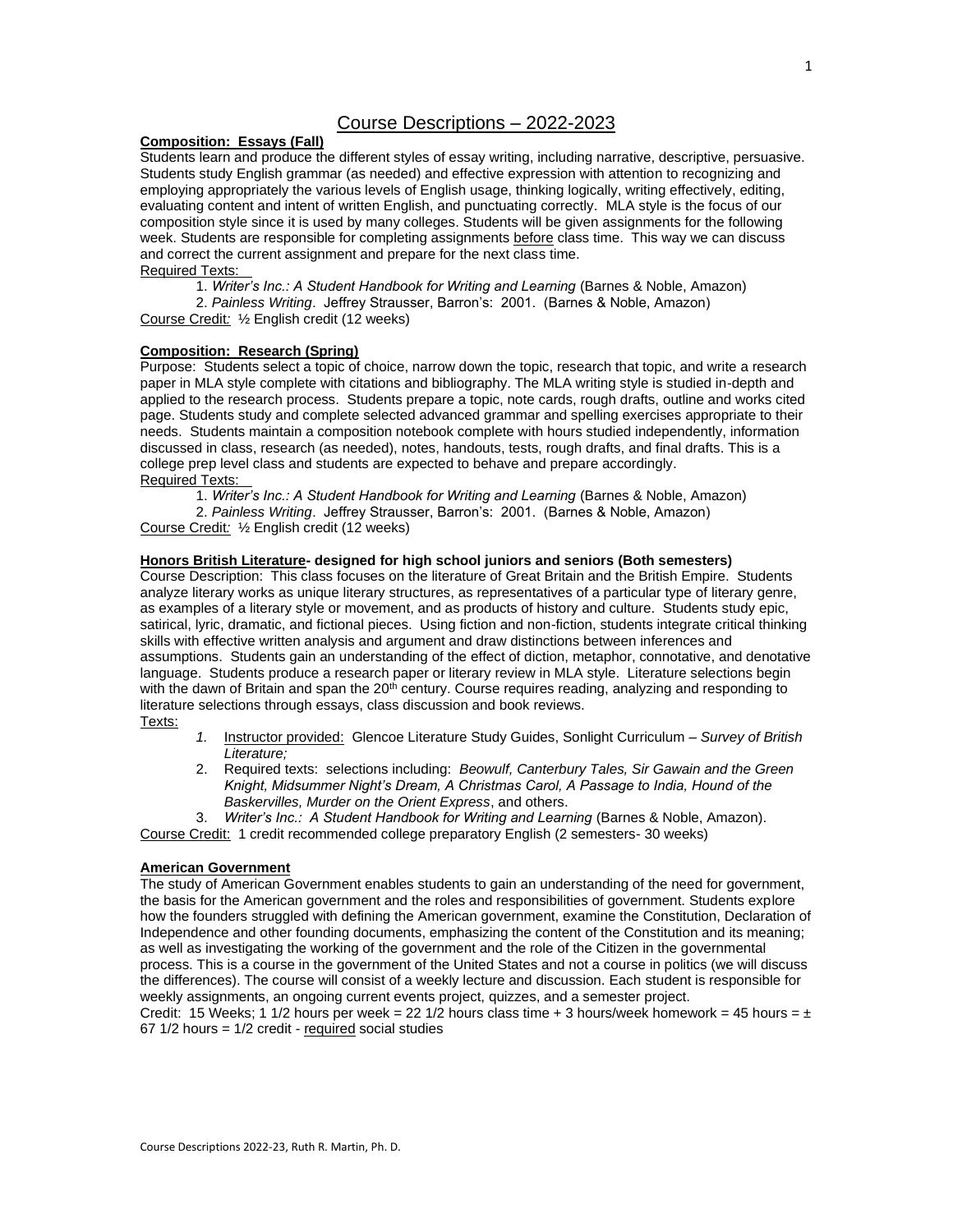# Course Descriptions – 2022-2023

**Composition: Essays (Fall)**

Students learn and produce the different styles of essay writing, including narrative, descriptive, persuasive. Students study English grammar (as needed) and effective expression with attention to recognizing and employing appropriately the various levels of English usage, thinking logically, writing effectively, editing, evaluating content and intent of written English, and punctuating correctly. MLA style is the focus of our composition style since it is used by many colleges. Students will be given assignments for the following week. Students are responsible for completing assignments before class time. This way we can discuss and correct the current assignment and prepare for the next class time.

Required Texts:

1. *Writer's Inc.: A Student Handbook for Writing and Learning* (Barnes & Noble, Amazon)
2. *Painless Writing*. Jeffrey Strausser, Barron's: 2001. (Barnes & Noble, Amazon)

Course Credit*:* ½ English credit (12 weeks)

**Composition: Research (Spring)**

Purpose: Students select a topic of choice, narrow down the topic, research that topic, and write a research paper in MLA style complete with citations and bibliography. The MLA writing style is studied in-depth and applied to the research process. Students prepare a topic, note cards, rough drafts, outline and works cited page. Students study and complete selected advanced grammar and spelling exercises appropriate to their needs. Students maintain a composition notebook complete with hours studied independently, information discussed in class, research (as needed), notes, handouts, tests, rough drafts, and final drafts. This is a college prep level class and students are expected to behave and prepare accordingly.

Required Texts:

1. *Writer's Inc.: A Student Handbook for Writing and Learning* (Barnes & Noble, Amazon)
2. *Painless Writing*. Jeffrey Strausser, Barron's: 2001. (Barnes & Noble, Amazon)

Course Credit*:* ½ English credit (12 weeks)

**Honors British Literature- designed for high school juniors and seniors (Both semesters)**

Course Description: This class focuses on the literature of Great Britain and the British Empire. Students analyze literary works as unique literary structures, as representatives of a particular type of literary genre, as examples of a literary style or movement, and as products of history and culture. Students study epic, satirical, lyric, dramatic, and fictional pieces. Using fiction and non-fiction, students integrate critical thinking skills with effective written analysis and argument and draw distinctions between inferences and assumptions. Students gain an understanding of the effect of diction, metaphor, connotative, and denotative language. Students produce a research paper or literary review in MLA style. Literature selections begin with the dawn of Britain and span the 20th century. Course requires reading, analyzing and responding to literature selections through essays, class discussion and book reviews.

Texts:

1. Instructor provided: Glencoe Literature Study Guides, Sonlight Curriculum – *Survey of British Literature;*
2. Required texts: selections including: *Beowulf, Canterbury Tales, Sir Gawain and the Green Knight, Midsummer Night's Dream, A Christmas Carol, A Passage to India, Hound of the Baskervilles, Murder on the Orient Express*, and others.
3. *Writer's Inc.: A Student Handbook for Writing and Learning* (Barnes & Noble, Amazon).

Course Credit: 1 credit recommended college preparatory English (2 semesters- 30 weeks)

**American Government**

The study of American Government enables students to gain an understanding of the need for government, the basis for the American government and the roles and responsibilities of government. Students explore how the founders struggled with defining the American government, examine the Constitution, Declaration of Independence and other founding documents, emphasizing the content of the Constitution and its meaning; as well as investigating the working of the government and the role of the Citizen in the governmental process. This is a course in the government of the United States and not a course in politics (we will discuss the differences). The course will consist of a weekly lecture and discussion. Each student is responsible for weekly assignments, an ongoing current events project, quizzes, and a semester project.

Credit: 15 Weeks; 1 1/2 hours per week = 22 1/2 hours class time + 3 hours/week homework = 45 hours = ± 67 1/2 hours = 1/2 credit - required social studies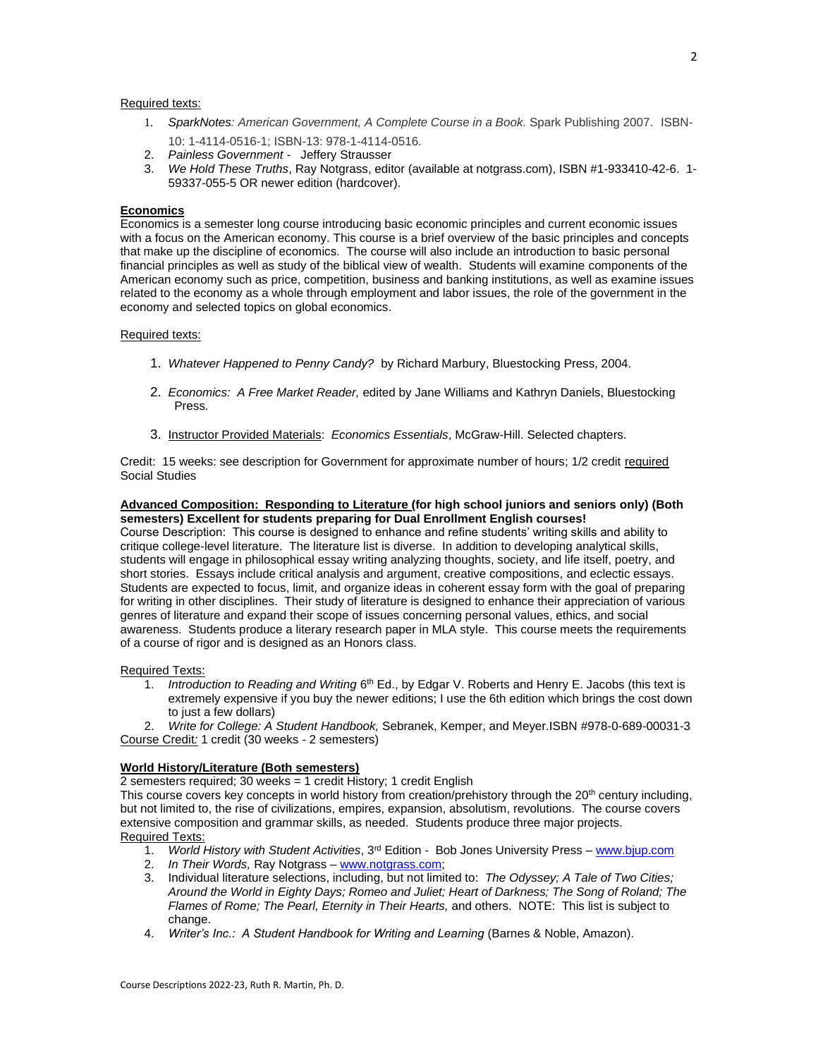Required texts:

1. *SparkNotes: American Government, A Complete Course in a Book.* Spark Publishing 2007. ISBN-10: 1-4114-0516-1; ISBN-13: 978-1-4114-0516.
2. *Painless Government* - Jeffery Strausser
3. *We Hold These Truths*, Ray Notgrass, editor (available at notgrass.com), ISBN #1-933410-42-6. 1-59337-055-5 OR newer edition (hardcover).

**Economics**

Economics is a semester long course introducing basic economic principles and current economic issues with a focus on the American economy. This course is a brief overview of the basic principles and concepts that make up the discipline of economics. The course will also include an introduction to basic personal financial principles as well as study of the biblical view of wealth. Students will examine components of the American economy such as price, competition, business and banking institutions, as well as examine issues related to the economy as a whole through employment and labor issues, the role of the government in the economy and selected topics on global economics.

Required texts:

1. *Whatever Happened to Penny Candy?* by Richard Marbury, Bluestocking Press, 2004.
2. *Economics: A Free Market Reader,* edited by Jane Williams and Kathryn Daniels, Bluestocking Press.
3. Instructor Provided Materials: *Economics Essentials*, McGraw-Hill. Selected chapters.

Credit: 15 weeks: see description for Government for approximate number of hours; 1/2 credit required Social Studies

**Advanced Composition: Responding to Literature (for high school juniors and seniors only) (Both semesters) Excellent for students preparing for Dual Enrollment English courses!**

Course Description: This course is designed to enhance and refine students' writing skills and ability to critique college-level literature. The literature list is diverse. In addition to developing analytical skills, students will engage in philosophical essay writing analyzing thoughts, society, and life itself, poetry, and short stories. Essays include critical analysis and argument, creative compositions, and eclectic essays. Students are expected to focus, limit, and organize ideas in coherent essay form with the goal of preparing for writing in other disciplines. Their study of literature is designed to enhance their appreciation of various genres of literature and expand their scope of issues concerning personal values, ethics, and social awareness. Students produce a literary research paper in MLA style. This course meets the requirements of a course of rigor and is designed as an Honors class.

Required Texts:

1. *Introduction to Reading and Writing* 6th Ed., by Edgar V. Roberts and Henry E. Jacobs (this text is extremely expensive if you buy the newer editions; I use the 6th edition which brings the cost down to just a few dollars)
2. *Write for College: A Student Handbook,* Sebranek, Kemper, and Meyer.ISBN #978-0-689-00031-3

Course Credit: 1 credit (30 weeks - 2 semesters)

**World History/Literature (Both semesters)**

2 semesters required; 30 weeks = 1 credit History; 1 credit English

This course covers key concepts in world history from creation/prehistory through the 20th century including, but not limited to, the rise of civilizations, empires, expansion, absolutism, revolutions. The course covers extensive composition and grammar skills, as needed. Students produce three major projects.

Required Texts:

1. *World History with Student Activities*, 3rd Edition - Bob Jones University Press – www.bjup.com
2. *In Their Words,* Ray Notgrass – www.notgrass.com;
3. Individual literature selections, including, but not limited to: *The Odyssey; A Tale of Two Cities; Around the World in Eighty Days; Romeo and Juliet; Heart of Darkness; The Song of Roland; The Flames of Rome; The Pearl, Eternity in Their Hearts,* and others. NOTE: This list is subject to change.
4. *Writer's Inc.: A Student Handbook for Writing and Learning* (Barnes & Noble, Amazon).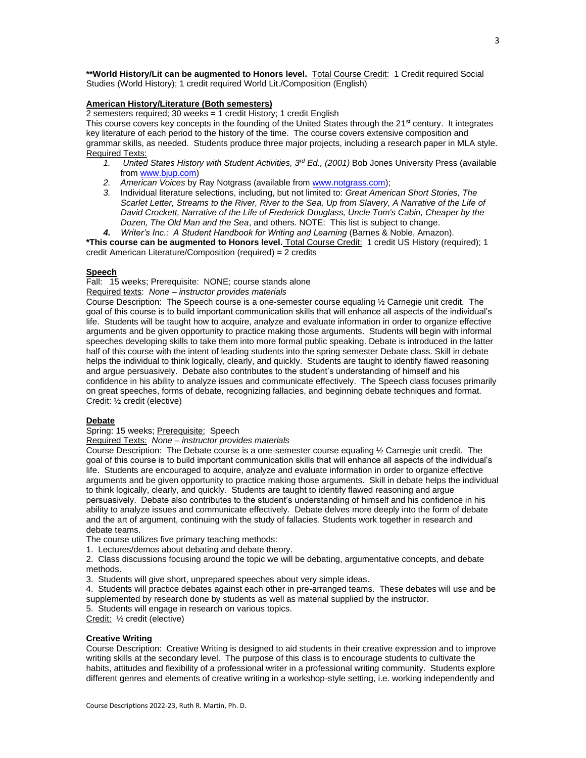**\*\*World History/Lit can be augmented to Honors level.** Total Course Credit: 1 Credit required Social Studies (World History); 1 credit required World Lit./Composition (English)

### American History/Literature (Both semesters)

2 semesters required; 30 weeks = 1 credit History; 1 credit English

This course covers key concepts in the founding of the United States through the 21st century. It integrates key literature of each period to the history of the time. The course covers extensive composition and grammar skills, as needed. Students produce three major projects, including a research paper in MLA style.

Required Texts:

1. *United States History with Student Activities, 3rd Ed., (2001)* Bob Jones University Press (available from www.bjup.com)
2. *American Voices* by Ray Notgrass (available from www.notgrass.com);
3. Individual literature selections, including, but not limited to: *Great American Short Stories, The Scarlet Letter, Streams to the River, River to the Sea, Up from Slavery, A Narrative of the Life of David Crockett, Narrative of the Life of Frederick Douglass, Uncle Tom's Cabin, Cheaper by the Dozen, The Old Man and the Sea*, and others. NOTE: This list is subject to change.
4. *Writer's Inc.: A Student Handbook for Writing and Learning* (Barnes & Noble, Amazon).

**\*This course can be augmented to Honors level.** Total Course Credit: 1 credit US History (required); 1 credit American Literature/Composition (required) = 2 credits

### Speech

Fall: 15 weeks; Prerequisite: NONE; course stands alone

Required texts: *None – instructor provides materials*

Course Description: The Speech course is a one-semester course equaling ½ Carnegie unit credit. The goal of this course is to build important communication skills that will enhance all aspects of the individual's life. Students will be taught how to acquire, analyze and evaluate information in order to organize effective arguments and be given opportunity to practice making those arguments. Students will begin with informal speeches developing skills to take them into more formal public speaking. Debate is introduced in the latter half of this course with the intent of leading students into the spring semester Debate class. Skill in debate helps the individual to think logically, clearly, and quickly. Students are taught to identify flawed reasoning and argue persuasively. Debate also contributes to the student's understanding of himself and his confidence in his ability to analyze issues and communicate effectively. The Speech class focuses primarily on great speeches, forms of debate, recognizing fallacies, and beginning debate techniques and format.

Credit: ½ credit (elective)

### Debate

Spring: 15 weeks; Prerequisite: Speech

Required Texts: *None – instructor provides materials*

Course Description: The Debate course is a one-semester course equaling ½ Carnegie unit credit. The goal of this course is to build important communication skills that will enhance all aspects of the individual's life. Students are encouraged to acquire, analyze and evaluate information in order to organize effective arguments and be given opportunity to practice making those arguments. Skill in debate helps the individual to think logically, clearly, and quickly. Students are taught to identify flawed reasoning and argue persuasively. Debate also contributes to the student's understanding of himself and his confidence in his ability to analyze issues and communicate effectively. Debate delves more deeply into the form of debate and the art of argument, continuing with the study of fallacies. Students work together in research and debate teams.

The course utilizes five primary teaching methods:

1. Lectures/demos about debating and debate theory.
2. Class discussions focusing around the topic we will be debating, argumentative concepts, and debate methods.
3. Students will give short, unprepared speeches about very simple ideas.
4. Students will practice debates against each other in pre-arranged teams. These debates will use and be supplemented by research done by students as well as material supplied by the instructor.
5. Students will engage in research on various topics.

Credit: ½ credit (elective)

### Creative Writing

Course Description: Creative Writing is designed to aid students in their creative expression and to improve writing skills at the secondary level. The purpose of this class is to encourage students to cultivate the habits, attitudes and flexibility of a professional writer in a professional writing community. Students explore different genres and elements of creative writing in a workshop-style setting, i.e. working independently and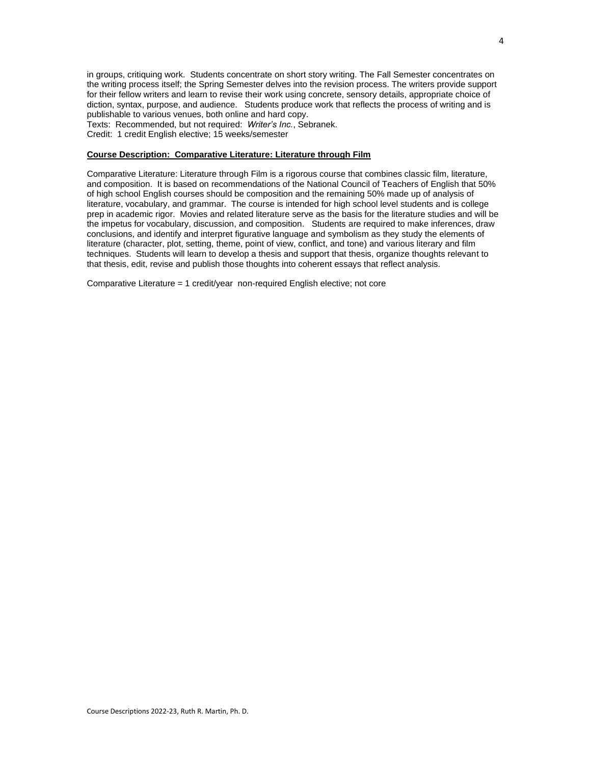in groups, critiquing work. Students concentrate on short story writing. The Fall Semester concentrates on the writing process itself; the Spring Semester delves into the revision process. The writers provide support for their fellow writers and learn to revise their work using concrete, sensory details, appropriate choice of diction, syntax, purpose, and audience. Students produce work that reflects the process of writing and is publishable to various venues, both online and hard copy.

Texts: Recommended, but not required: *Writer's Inc.*, Sebranek.

Credit: 1 credit English elective; 15 weeks/semester

**Course Description: Comparative Literature: Literature through Film**

Comparative Literature: Literature through Film is a rigorous course that combines classic film, literature, and composition. It is based on recommendations of the National Council of Teachers of English that 50% of high school English courses should be composition and the remaining 50% made up of analysis of literature, vocabulary, and grammar. The course is intended for high school level students and is college prep in academic rigor. Movies and related literature serve as the basis for the literature studies and will be the impetus for vocabulary, discussion, and composition. Students are required to make inferences, draw conclusions, and identify and interpret figurative language and symbolism as they study the elements of literature (character, plot, setting, theme, point of view, conflict, and tone) and various literary and film techniques. Students will learn to develop a thesis and support that thesis, organize thoughts relevant to that thesis, edit, revise and publish those thoughts into coherent essays that reflect analysis.

Comparative Literature = 1 credit/year non-required English elective; not core